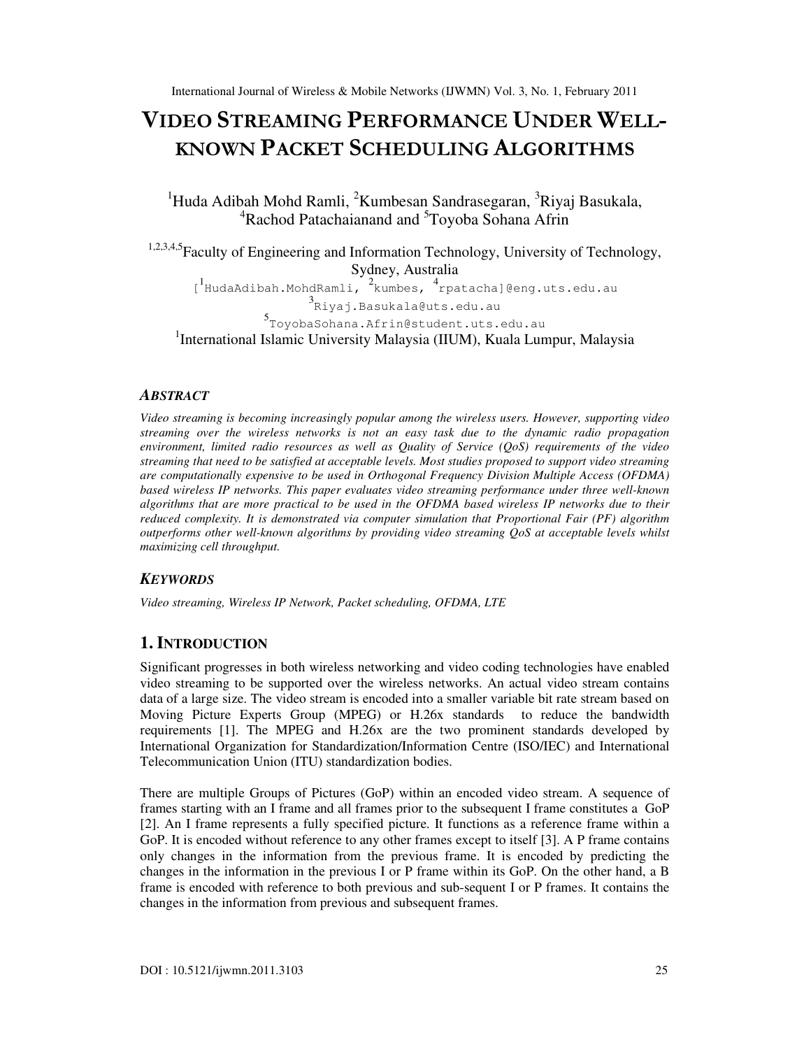# VIDEO STREAMING PERFORMANCE UNDER WELL-KNOWN PACKET SCHEDULING ALGORITHMS

[1]Huda Adibah Mohd Ramli, [2]Kumbesan Sandrasegaran, [3]Riyaj Basukala, [4]Rachod Patachaianand and [5]Toyoba Sohana Afrin

[1,2,3,4,5]Faculty of Engineering and Information Technology, University of Technology, Sydney, Australia

[[1]HudaAdibah.MohdRamli, [2]kumbes, [4]rpatacha]@eng.uts.edu.au

[3]Riyaj.Basukala@uts.edu.au

[5]ToyobaSohana.Afrin@student.uts.edu.au

[1]International Islamic University Malaysia (IIUM), Kuala Lumpur, Malaysia

### *ABSTRACT*

*Video streaming is becoming increasingly popular among the wireless users. However, supporting video streaming over the wireless networks is not an easy task due to the dynamic radio propagation environment, limited radio resources as well as Quality of Service (QoS) requirements of the video streaming that need to be satisfied at acceptable levels. Most studies proposed to support video streaming are computationally expensive to be used in Orthogonal Frequency Division Multiple Access (OFDMA) based wireless IP networks. This paper evaluates video streaming performance under three well-known algorithms that are more practical to be used in the OFDMA based wireless IP networks due to their reduced complexity. It is demonstrated via computer simulation that Proportional Fair (PF) algorithm outperforms other well-known algorithms by providing video streaming QoS at acceptable levels whilst maximizing cell throughput.*

### *KEYWORDS*

*Video streaming, Wireless IP Network, Packet scheduling, OFDMA, LTE*

## 1. INTRODUCTION

Significant progresses in both wireless networking and video coding technologies have enabled video streaming to be supported over the wireless networks. An actual video stream contains data of a large size. The video stream is encoded into a smaller variable bit rate stream based on Moving Picture Experts Group (MPEG) or H.26x standards to reduce the bandwidth requirements [1]. The MPEG and H.26x are the two prominent standards developed by International Organization for Standardization/Information Centre (ISO/IEC) and International Telecommunication Union (ITU) standardization bodies.

There are multiple Groups of Pictures (GoP) within an encoded video stream. A sequence of frames starting with an I frame and all frames prior to the subsequent I frame constitutes a GoP [2]. An I frame represents a fully specified picture. It functions as a reference frame within a GoP. It is encoded without reference to any other frames except to itself [3]. A P frame contains only changes in the information from the previous frame. It is encoded by predicting the changes in the information in the previous I or P frame within its GoP. On the other hand, a B frame is encoded with reference to both previous and sub-sequent I or P frames. It contains the changes in the information from previous and subsequent frames.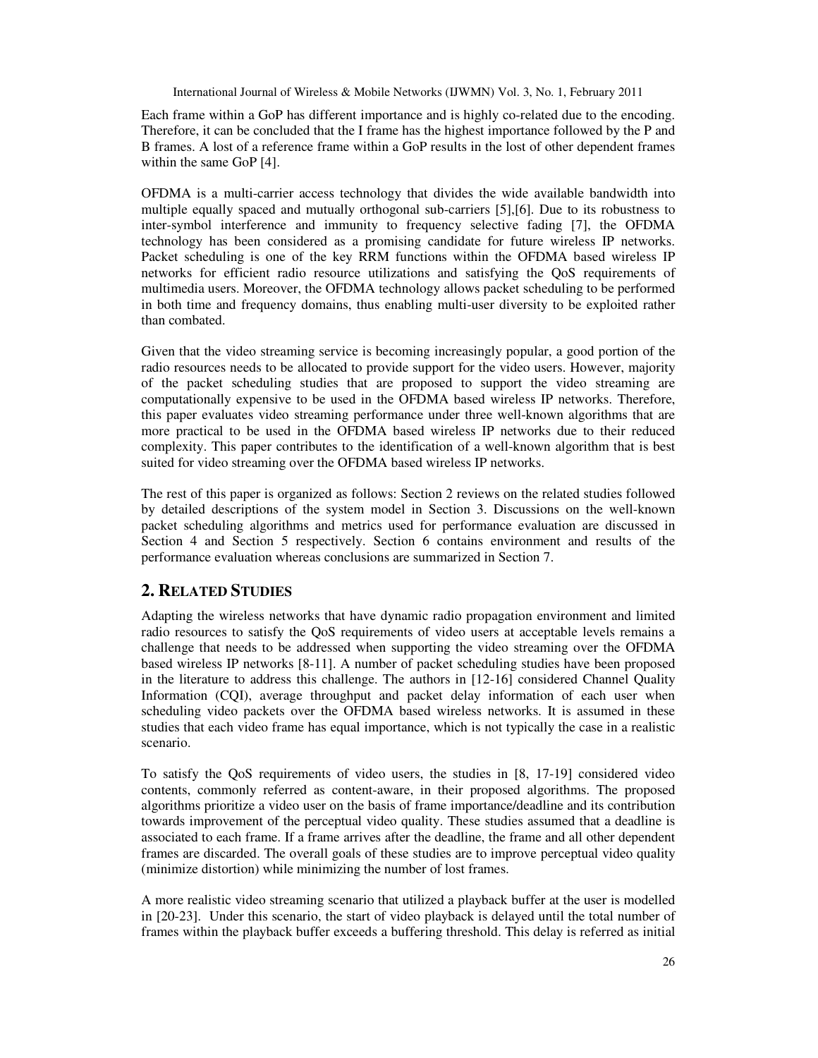Each frame within a GoP has different importance and is highly co-related due to the encoding. Therefore, it can be concluded that the I frame has the highest importance followed by the P and B frames. A lost of a reference frame within a GoP results in the lost of other dependent frames within the same GoP [4].

OFDMA is a multi-carrier access technology that divides the wide available bandwidth into multiple equally spaced and mutually orthogonal sub-carriers [5],[6]. Due to its robustness to inter-symbol interference and immunity to frequency selective fading [7], the OFDMA technology has been considered as a promising candidate for future wireless IP networks. Packet scheduling is one of the key RRM functions within the OFDMA based wireless IP networks for efficient radio resource utilizations and satisfying the QoS requirements of multimedia users. Moreover, the OFDMA technology allows packet scheduling to be performed in both time and frequency domains, thus enabling multi-user diversity to be exploited rather than combated.

Given that the video streaming service is becoming increasingly popular, a good portion of the radio resources needs to be allocated to provide support for the video users. However, majority of the packet scheduling studies that are proposed to support the video streaming are computationally expensive to be used in the OFDMA based wireless IP networks. Therefore, this paper evaluates video streaming performance under three well-known algorithms that are more practical to be used in the OFDMA based wireless IP networks due to their reduced complexity. This paper contributes to the identification of a well-known algorithm that is best suited for video streaming over the OFDMA based wireless IP networks.

The rest of this paper is organized as follows: Section 2 reviews on the related studies followed by detailed descriptions of the system model in Section 3. Discussions on the well-known packet scheduling algorithms and metrics used for performance evaluation are discussed in Section 4 and Section 5 respectively. Section 6 contains environment and results of the performance evaluation whereas conclusions are summarized in Section 7.

## 2. Related Studies

Adapting the wireless networks that have dynamic radio propagation environment and limited radio resources to satisfy the QoS requirements of video users at acceptable levels remains a challenge that needs to be addressed when supporting the video streaming over the OFDMA based wireless IP networks [8-11]. A number of packet scheduling studies have been proposed in the literature to address this challenge. The authors in [12-16] considered Channel Quality Information (CQI), average throughput and packet delay information of each user when scheduling video packets over the OFDMA based wireless networks. It is assumed in these studies that each video frame has equal importance, which is not typically the case in a realistic scenario.

To satisfy the QoS requirements of video users, the studies in [8, 17-19] considered video contents, commonly referred as content-aware, in their proposed algorithms. The proposed algorithms prioritize a video user on the basis of frame importance/deadline and its contribution towards improvement of the perceptual video quality. These studies assumed that a deadline is associated to each frame. If a frame arrives after the deadline, the frame and all other dependent frames are discarded. The overall goals of these studies are to improve perceptual video quality (minimize distortion) while minimizing the number of lost frames.

A more realistic video streaming scenario that utilized a playback buffer at the user is modelled in [20-23]. Under this scenario, the start of video playback is delayed until the total number of frames within the playback buffer exceeds a buffering threshold. This delay is referred as initial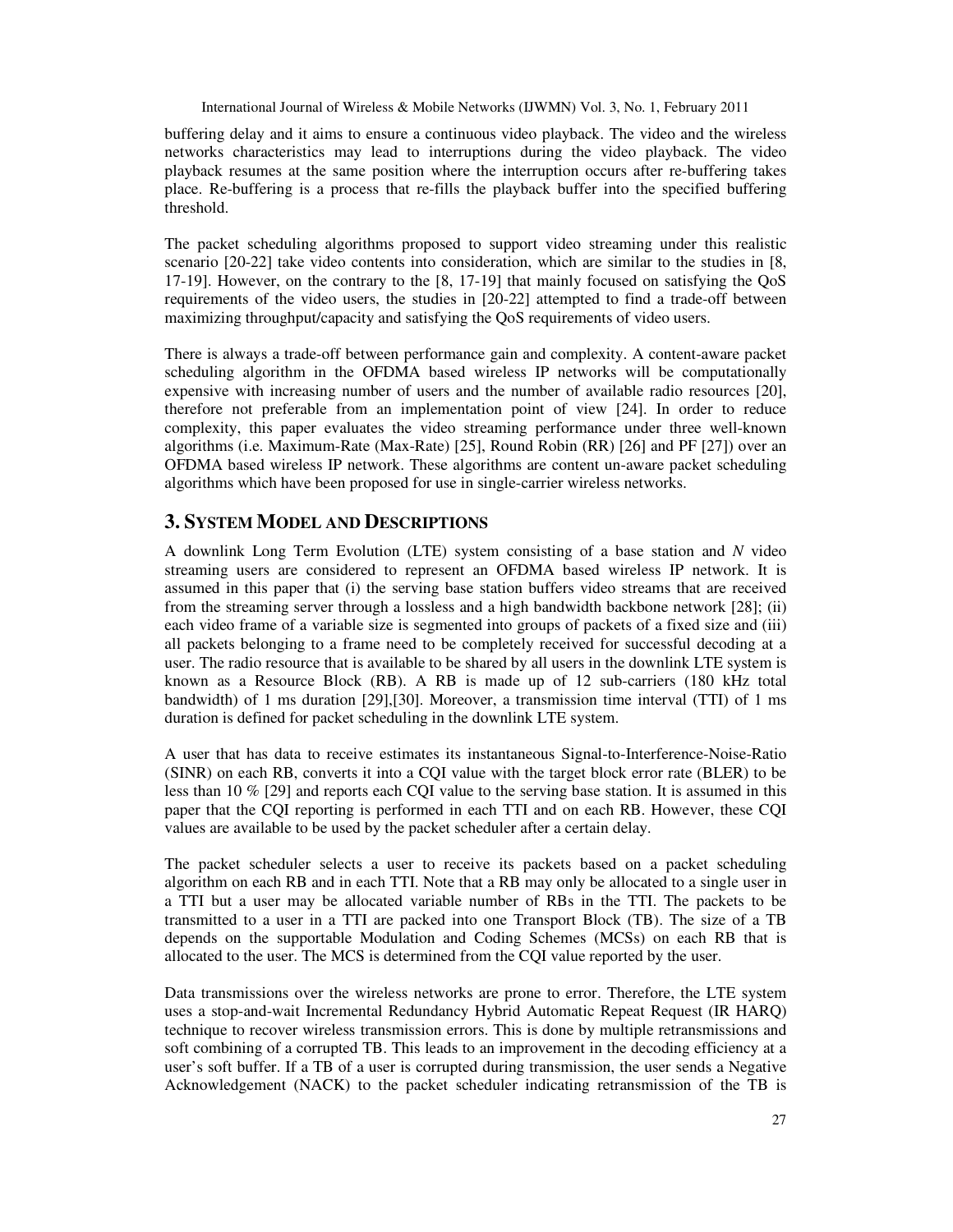buffering delay and it aims to ensure a continuous video playback. The video and the wireless networks characteristics may lead to interruptions during the video playback. The video playback resumes at the same position where the interruption occurs after re-buffering takes place. Re-buffering is a process that re-fills the playback buffer into the specified buffering threshold.

The packet scheduling algorithms proposed to support video streaming under this realistic scenario [20-22] take video contents into consideration, which are similar to the studies in [8, 17-19]. However, on the contrary to the [8, 17-19] that mainly focused on satisfying the QoS requirements of the video users, the studies in [20-22] attempted to find a trade-off between maximizing throughput/capacity and satisfying the QoS requirements of video users.

There is always a trade-off between performance gain and complexity. A content-aware packet scheduling algorithm in the OFDMA based wireless IP networks will be computationally expensive with increasing number of users and the number of available radio resources [20], therefore not preferable from an implementation point of view [24]. In order to reduce complexity, this paper evaluates the video streaming performance under three well-known algorithms (i.e. Maximum-Rate (Max-Rate) [25], Round Robin (RR) [26] and PF [27]) over an OFDMA based wireless IP network. These algorithms are content un-aware packet scheduling algorithms which have been proposed for use in single-carrier wireless networks.

## 3. SYSTEM MODEL AND DESCRIPTIONS

A downlink Long Term Evolution (LTE) system consisting of a base station and $N$ video streaming users are considered to represent an OFDMA based wireless IP network. It is assumed in this paper that (i) the serving base station buffers video streams that are received from the streaming server through a lossless and a high bandwidth backbone network [28]; (ii) each video frame of a variable size is segmented into groups of packets of a fixed size and (iii) all packets belonging to a frame need to be completely received for successful decoding at a user. The radio resource that is available to be shared by all users in the downlink LTE system is known as a Resource Block (RB). A RB is made up of 12 sub-carriers (180 kHz total bandwidth) of 1 ms duration [29],[30]. Moreover, a transmission time interval (TTI) of 1 ms duration is defined for packet scheduling in the downlink LTE system.

A user that has data to receive estimates its instantaneous Signal-to-Interference-Noise-Ratio (SINR) on each RB, converts it into a CQI value with the target block error rate (BLER) to be less than 10 % [29] and reports each CQI value to the serving base station. It is assumed in this paper that the CQI reporting is performed in each TTI and on each RB. However, these CQI values are available to be used by the packet scheduler after a certain delay.

The packet scheduler selects a user to receive its packets based on a packet scheduling algorithm on each RB and in each TTI. Note that a RB may only be allocated to a single user in a TTI but a user may be allocated variable number of RBs in the TTI. The packets to be transmitted to a user in a TTI are packed into one Transport Block (TB). The size of a TB depends on the supportable Modulation and Coding Schemes (MCSs) on each RB that is allocated to the user. The MCS is determined from the CQI value reported by the user.

Data transmissions over the wireless networks are prone to error. Therefore, the LTE system uses a stop-and-wait Incremental Redundancy Hybrid Automatic Repeat Request (IR HARQ) technique to recover wireless transmission errors. This is done by multiple retransmissions and soft combining of a corrupted TB. This leads to an improvement in the decoding efficiency at a user's soft buffer. If a TB of a user is corrupted during transmission, the user sends a Negative Acknowledgement (NACK) to the packet scheduler indicating retransmission of the TB is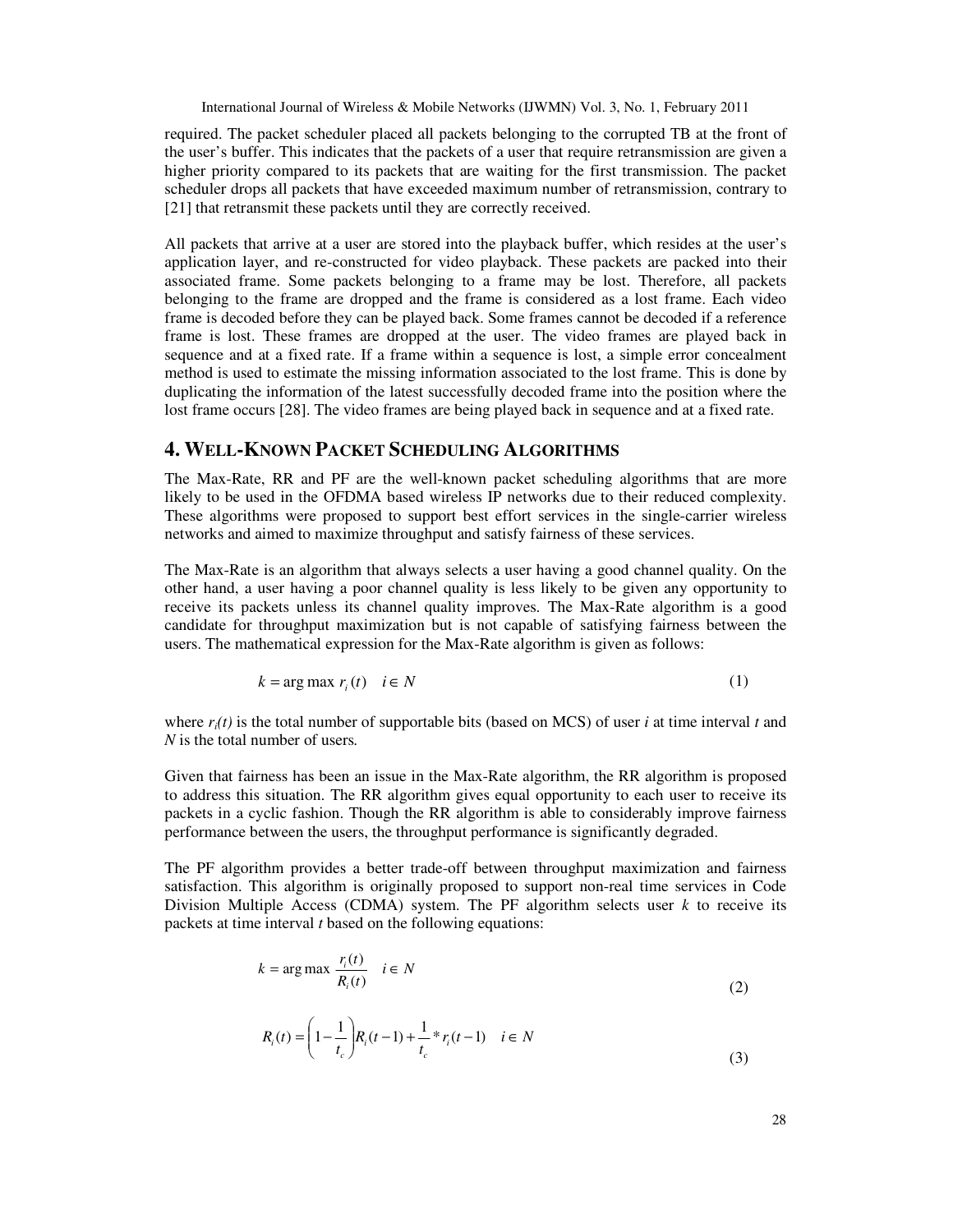required. The packet scheduler placed all packets belonging to the corrupted TB at the front of the user's buffer. This indicates that the packets of a user that require retransmission are given a higher priority compared to its packets that are waiting for the first transmission. The packet scheduler drops all packets that have exceeded maximum number of retransmission, contrary to [21] that retransmit these packets until they are correctly received.

All packets that arrive at a user are stored into the playback buffer, which resides at the user's application layer, and re-constructed for video playback. These packets are packed into their associated frame. Some packets belonging to a frame may be lost. Therefore, all packets belonging to the frame are dropped and the frame is considered as a lost frame. Each video frame is decoded before they can be played back. Some frames cannot be decoded if a reference frame is lost. These frames are dropped at the user. The video frames are played back in sequence and at a fixed rate. If a frame within a sequence is lost, a simple error concealment method is used to estimate the missing information associated to the lost frame. This is done by duplicating the information of the latest successfully decoded frame into the position where the lost frame occurs [28]. The video frames are being played back in sequence and at a fixed rate.

# 4. WELL-KNOWN PACKET SCHEDULING ALGORITHMS

The Max-Rate, RR and PF are the well-known packet scheduling algorithms that are more likely to be used in the OFDMA based wireless IP networks due to their reduced complexity. These algorithms were proposed to support best effort services in the single-carrier wireless networks and aimed to maximize throughput and satisfy fairness of these services.

The Max-Rate is an algorithm that always selects a user having a good channel quality. On the other hand, a user having a poor channel quality is less likely to be given any opportunity to receive its packets unless its channel quality improves. The Max-Rate algorithm is a good candidate for throughput maximization but is not capable of satisfying fairness between the users. The mathematical expression for the Max-Rate algorithm is given as follows:

$$k = \arg\max\ r_i(t) \quad i \in N \tag{1}$$

where $r_i(t)$ is the total number of supportable bits (based on MCS) of user $i$ at time interval $t$ and $N$ is the total number of users.

Given that fairness has been an issue in the Max-Rate algorithm, the RR algorithm is proposed to address this situation. The RR algorithm gives equal opportunity to each user to receive its packets in a cyclic fashion. Though the RR algorithm is able to considerably improve fairness performance between the users, the throughput performance is significantly degraded.

The PF algorithm provides a better trade-off between throughput maximization and fairness satisfaction. This algorithm is originally proposed to support non-real time services in Code Division Multiple Access (CDMA) system. The PF algorithm selects user $k$ to receive its packets at time interval $t$ based on the following equations:

$$k = \arg\max \frac{r_i(t)}{R_i(t)} \quad i \in N \tag{2}$$

$$R_i(t) = \left(1 - \frac{1}{t_c}\right) R_i(t-1) + \frac{1}{t_c} * r_i(t-1) \quad i \in N \tag{3}$$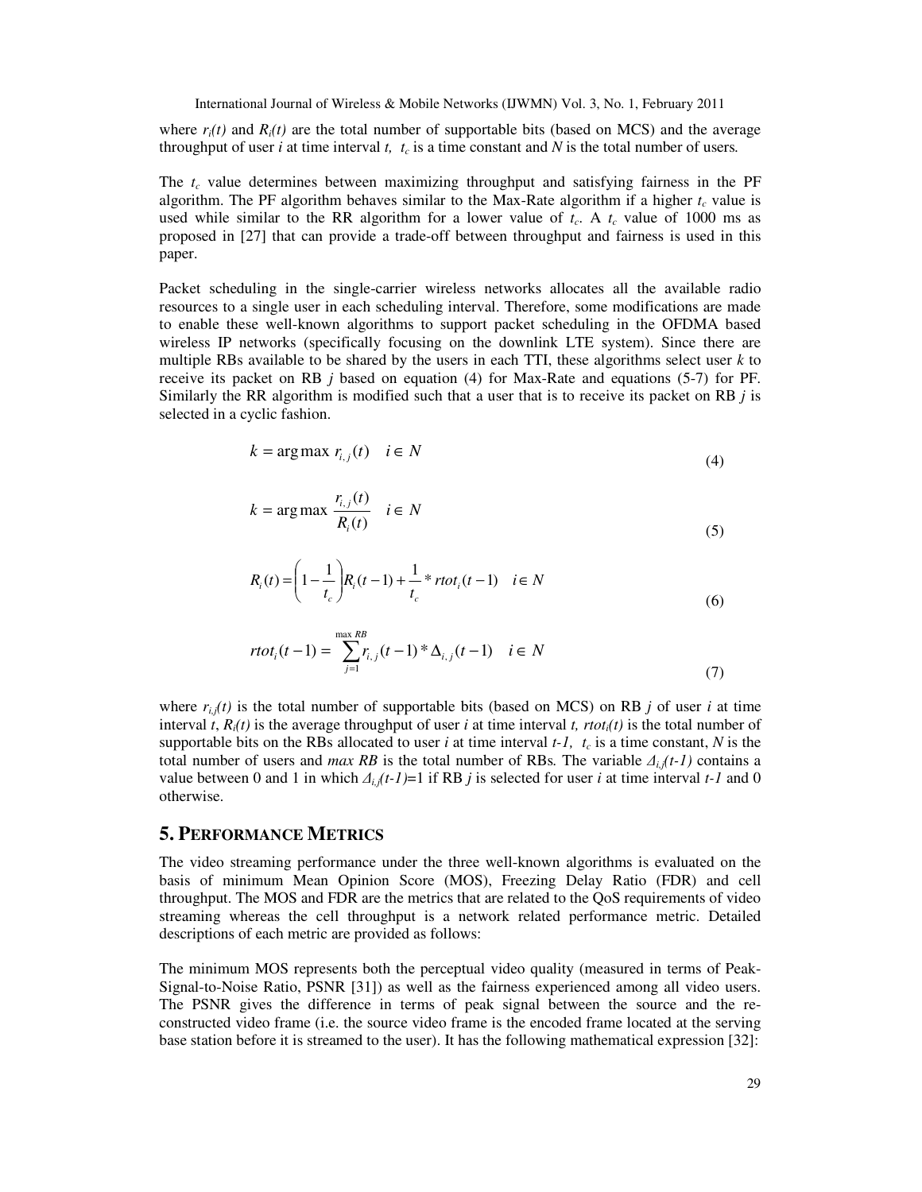where $r_i(t)$ and $R_i(t)$ are the total number of supportable bits (based on MCS) and the average throughput of user $i$ at time interval $t$, $t_c$ is a time constant and $N$ is the total number of users.

The $t_c$ value determines between maximizing throughput and satisfying fairness in the PF algorithm. The PF algorithm behaves similar to the Max-Rate algorithm if a higher $t_c$ value is used while similar to the RR algorithm for a lower value of $t_c$. A $t_c$ value of 1000 ms as proposed in [27] that can provide a trade-off between throughput and fairness is used in this paper.

Packet scheduling in the single-carrier wireless networks allocates all the available radio resources to a single user in each scheduling interval. Therefore, some modifications are made to enable these well-known algorithms to support packet scheduling in the OFDMA based wireless IP networks (specifically focusing on the downlink LTE system). Since there are multiple RBs available to be shared by the users in each TTI, these algorithms select user $k$ to receive its packet on RB $j$ based on equation (4) for Max-Rate and equations (5-7) for PF. Similarly the RR algorithm is modified such that a user that is to receive its packet on RB $j$ is selected in a cyclic fashion.

$$k = \arg\max \; r_{i,j}(t) \quad i \in N \tag{4}$$

$$k = \arg\max \; \frac{r_{i,j}(t)}{R_i(t)} \quad i \in N \tag{5}$$

$$R_i(t) = \left(1 - \frac{1}{t_c}\right) R_i(t-1) + \frac{1}{t_c} * rtot_i(t-1) \quad i \in N \tag{6}$$

$$rtot_i(t-1) = \sum_{j=1}^{\max RB} r_{i,j}(t-1) * \Delta_{i,j}(t-1) \quad i \in N \tag{7}$$

where $r_{i,j}(t)$ is the total number of supportable bits (based on MCS) on RB $j$ of user $i$ at time interval $t$, $R_i(t)$ is the average throughput of user $i$ at time interval $t$, $rtot_i(t)$ is the total number of supportable bits on the RBs allocated to user $i$ at time interval $t$-1, $t_c$ is a time constant, $N$ is the total number of users and *max RB* is the total number of RBs. The variable $\Delta_{i,j}(t\text{-}1)$ contains a value between 0 and 1 in which $\Delta_{i,j}(t\text{-}1)$=1 if RB $j$ is selected for user $i$ at time interval $t$-1 and 0 otherwise.

## 5. Performance Metrics

The video streaming performance under the three well-known algorithms is evaluated on the basis of minimum Mean Opinion Score (MOS), Freezing Delay Ratio (FDR) and cell throughput. The MOS and FDR are the metrics that are related to the QoS requirements of video streaming whereas the cell throughput is a network related performance metric. Detailed descriptions of each metric are provided as follows:

The minimum MOS represents both the perceptual video quality (measured in terms of Peak-Signal-to-Noise Ratio, PSNR [31]) as well as the fairness experienced among all video users. The PSNR gives the difference in terms of peak signal between the source and the re-constructed video frame (i.e. the source video frame is the encoded frame located at the serving base station before it is streamed to the user). It has the following mathematical expression [32]: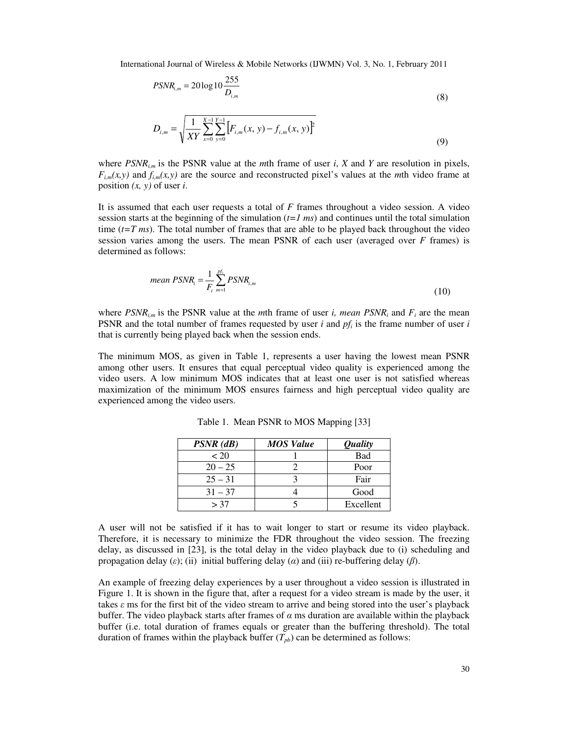$$PSNR_{i,m} = 20\log 10\frac{255}{D_{i,m}} \tag{8}$$

$$D_{i,m} = \sqrt{\frac{1}{XY}\sum_{x=0}^{X-1}\sum_{y=0}^{Y-1}\left[F_{i,m}(x,y) - f_{i,m}(x,y)\right]^2} \tag{9}$$

where $PSNR_{i,m}$ is the PSNR value at the $m$th frame of user $i$, $X$ and $Y$ are resolution in pixels, $F_{i,m}(x,y)$ and $f_{i,m}(x,y)$ are the source and reconstructed pixel's values at the $m$th video frame at position $(x, y)$ of user $i$.

It is assumed that each user requests a total of $F$ frames throughout a video session. A video session starts at the beginning of the simulation ($t=1$ $ms$) and continues until the total simulation time ($t=T$ $ms$). The total number of frames that are able to be played back throughout the video session varies among the users. The mean PSNR of each user (averaged over $F$ frames) is determined as follows:

$$mean\ PSNR_i = \frac{1}{F_i}\sum_{m=1}^{pf_i} PSNR_{i,m} \tag{10}$$

where $PSNR_{i,m}$ is the PSNR value at the $m$th frame of user $i$, $mean\ PSNR_i$ and $F_i$ are the mean PSNR and the total number of frames requested by user $i$ and $pf_i$ is the frame number of user $i$ that is currently being played back when the session ends.

The minimum MOS, as given in Table 1, represents a user having the lowest mean PSNR among other users. It ensures that equal perceptual video quality is experienced among the video users. A low minimum MOS indicates that at least one user is not satisfied whereas maximization of the minimum MOS ensures fairness and high perceptual video quality are experienced among the video users.

Table 1. Mean PSNR to MOS Mapping [33]

| ***PSNR (dB)*** | ***MOS Value*** | ***Quality*** |
|---|---|---|
| < 20 | 1 | Bad |
| 20 – 25 | 2 | Poor |
| 25 – 31 | 3 | Fair |
| 31 – 37 | 4 | Good |
| > 37 | 5 | Excellent |

A user will not be satisfied if it has to wait longer to start or resume its video playback. Therefore, it is necessary to minimize the FDR throughout the video session. The freezing delay, as discussed in [23], is the total delay in the video playback due to (i) scheduling and propagation delay ($\varepsilon$); (ii) initial buffering delay ($\alpha$) and (iii) re-buffering delay ($\beta$).

An example of freezing delay experiences by a user throughout a video session is illustrated in Figure 1. It is shown in the figure that, after a request for a video stream is made by the user, it takes $\varepsilon$ ms for the first bit of the video stream to arrive and being stored into the user's playback buffer. The video playback starts after frames of $\alpha$ ms duration are available within the playback buffer (i.e. total duration of frames equals or greater than the buffering threshold). The total duration of frames within the playback buffer ($T_{pb}$) can be determined as follows: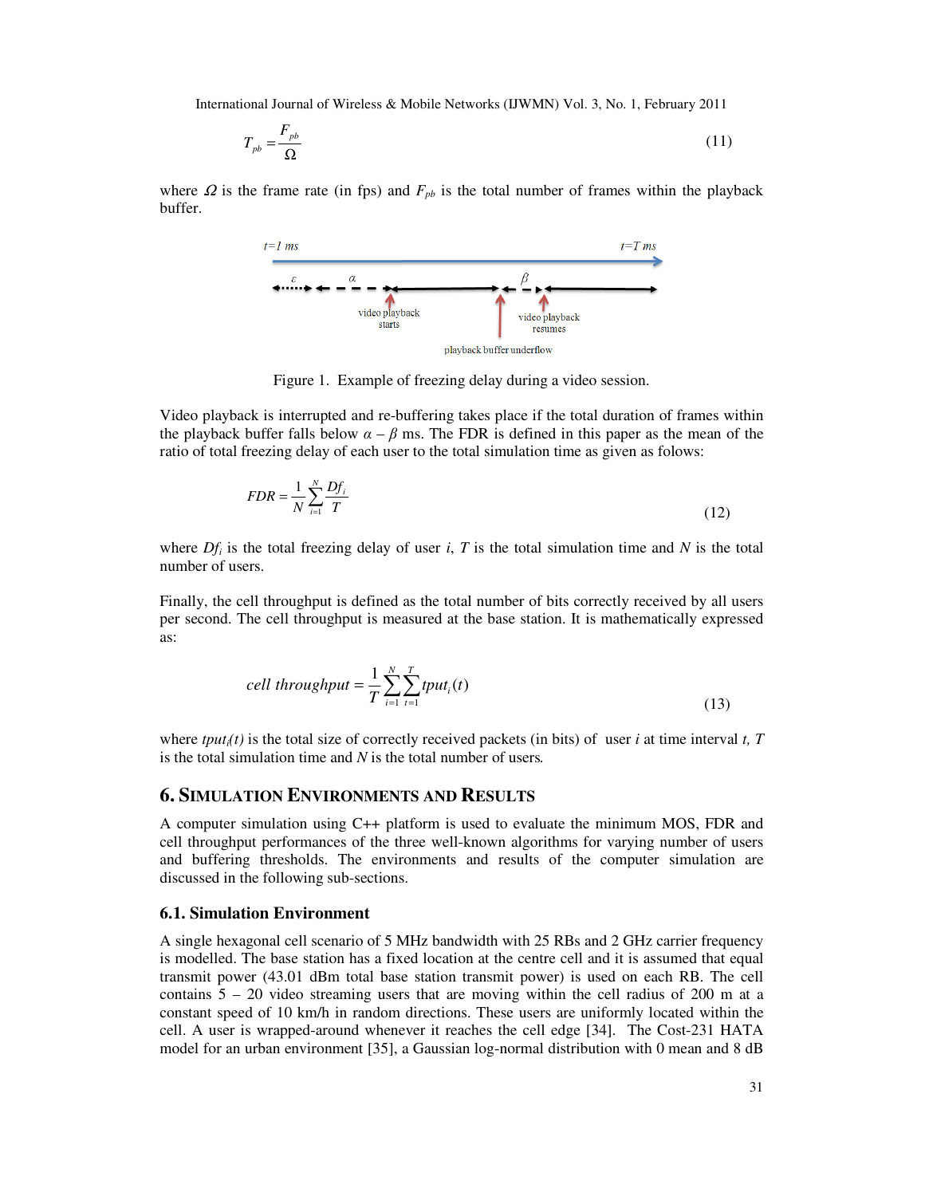$$T_{pb} = \frac{F_{pb}}{\Omega} \tag{11}$$

where $\Omega$ is the frame rate (in fps) and $F_{pb}$ is the total number of frames within the playback buffer.

Figure 1. Example of freezing delay during a video session.

Video playback is interrupted and re-buffering takes place if the total duration of frames within the playback buffer falls below $\alpha - \beta$ ms. The FDR is defined in this paper as the mean of the ratio of total freezing delay of each user to the total simulation time as given as folows:

$$FDR = \frac{1}{N}\sum_{i=1}^{N}\frac{Df_i}{T} \tag{12}$$

where $Df_i$ is the total freezing delay of user $i$, $T$ is the total simulation time and $N$ is the total number of users.

Finally, the cell throughput is defined as the total number of bits correctly received by all users per second. The cell throughput is measured at the base station. It is mathematically expressed as:

$$cell\ throughput = \frac{1}{T}\sum_{i=1}^{N}\sum_{t=1}^{T} tput_i(t) \tag{13}$$

where $tput_i(t)$ is the total size of correctly received packets (in bits) of user $i$ at time interval $t$, $T$ is the total simulation time and $N$ is the total number of users.

## 6. Simulation Environments and Results

A computer simulation using C++ platform is used to evaluate the minimum MOS, FDR and cell throughput performances of the three well-known algorithms for varying number of users and buffering thresholds. The environments and results of the computer simulation are discussed in the following sub-sections.

### 6.1. Simulation Environment

A single hexagonal cell scenario of 5 MHz bandwidth with 25 RBs and 2 GHz carrier frequency is modelled. The base station has a fixed location at the centre cell and it is assumed that equal transmit power (43.01 dBm total base station transmit power) is used on each RB. The cell contains 5 – 20 video streaming users that are moving within the cell radius of 200 m at a constant speed of 10 km/h in random directions. These users are uniformly located within the cell. A user is wrapped-around whenever it reaches the cell edge [34]. The Cost-231 HATA model for an urban environment [35], a Gaussian log-normal distribution with 0 mean and 8 dB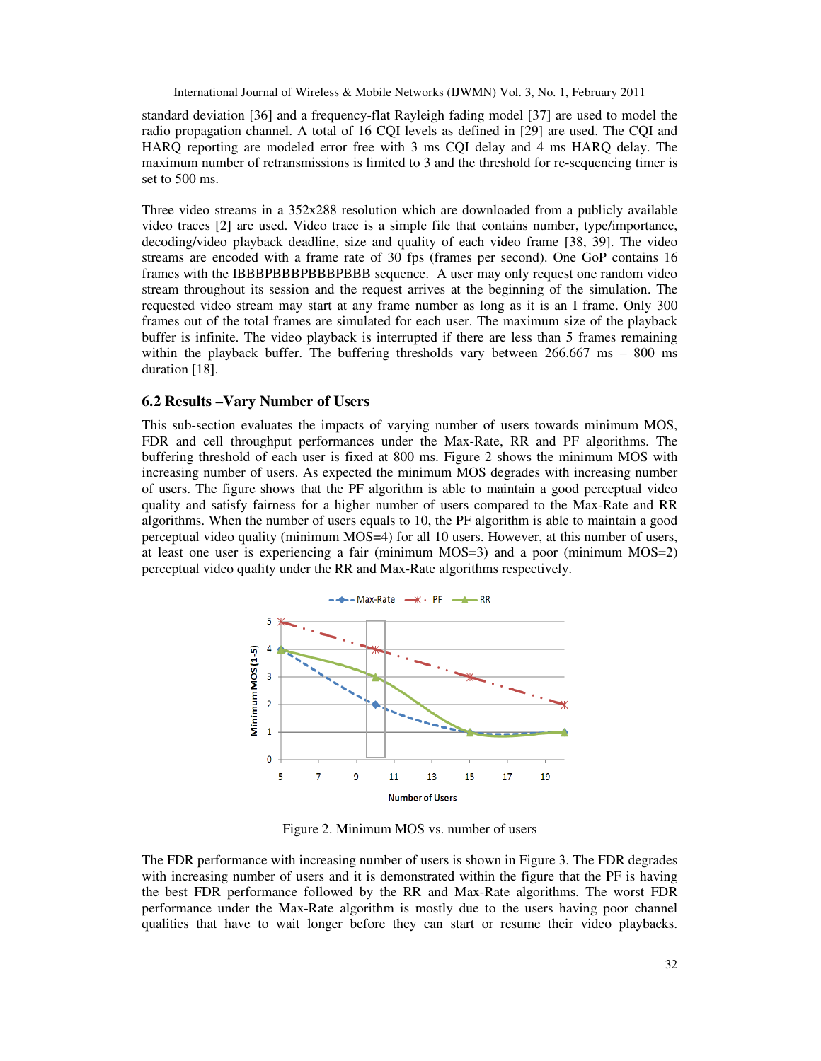standard deviation [36] and a frequency-flat Rayleigh fading model [37] are used to model the radio propagation channel. A total of 16 CQI levels as defined in [29] are used. The CQI and HARQ reporting are modeled error free with 3 ms CQI delay and 4 ms HARQ delay. The maximum number of retransmissions is limited to 3 and the threshold for re-sequencing timer is set to 500 ms.

Three video streams in a 352x288 resolution which are downloaded from a publicly available video traces [2] are used. Video trace is a simple file that contains number, type/importance, decoding/video playback deadline, size and quality of each video frame [38, 39]. The video streams are encoded with a frame rate of 30 fps (frames per second). One GoP contains 16 frames with the IBBBPBBBPBBBPBBB sequence. A user may only request one random video stream throughout its session and the request arrives at the beginning of the simulation. The requested video stream may start at any frame number as long as it is an I frame. Only 300 frames out of the total frames are simulated for each user. The maximum size of the playback buffer is infinite. The video playback is interrupted if there are less than 5 frames remaining within the playback buffer. The buffering thresholds vary between 266.667 ms – 800 ms duration [18].

### 6.2 Results –Vary Number of Users

This sub-section evaluates the impacts of varying number of users towards minimum MOS, FDR and cell throughput performances under the Max-Rate, RR and PF algorithms. The buffering threshold of each user is fixed at 800 ms. Figure 2 shows the minimum MOS with increasing number of users. As expected the minimum MOS degrades with increasing number of users. The figure shows that the PF algorithm is able to maintain a good perceptual video quality and satisfy fairness for a higher number of users compared to the Max-Rate and RR algorithms. When the number of users equals to 10, the PF algorithm is able to maintain a good perceptual video quality (minimum MOS=4) for all 10 users. However, at this number of users, at least one user is experiencing a fair (minimum MOS=3) and a poor (minimum MOS=2) perceptual video quality under the RR and Max-Rate algorithms respectively.

Figure 2. Minimum MOS vs. number of users

The FDR performance with increasing number of users is shown in Figure 3. The FDR degrades with increasing number of users and it is demonstrated within the figure that the PF is having the best FDR performance followed by the RR and Max-Rate algorithms. The worst FDR performance under the Max-Rate algorithm is mostly due to the users having poor channel qualities that have to wait longer before they can start or resume their video playbacks.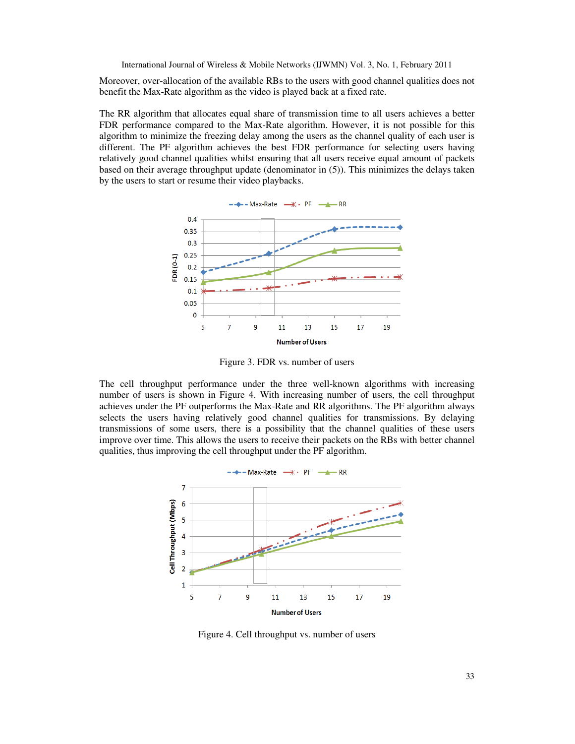Moreover, over-allocation of the available RBs to the users with good channel qualities does not benefit the Max-Rate algorithm as the video is played back at a fixed rate.

The RR algorithm that allocates equal share of transmission time to all users achieves a better FDR performance compared to the Max-Rate algorithm. However, it is not possible for this algorithm to minimize the freezing delay among the users as the channel quality of each user is different. The PF algorithm achieves the best FDR performance for selecting users having relatively good channel qualities whilst ensuring that all users receive equal amount of packets based on their average throughput update (denominator in (5)). This minimizes the delays taken by the users to start or resume their video playbacks.

Figure 3. FDR vs. number of users

The cell throughput performance under the three well-known algorithms with increasing number of users is shown in Figure 4. With increasing number of users, the cell throughput achieves under the PF outperforms the Max-Rate and RR algorithms. The PF algorithm always selects the users having relatively good channel qualities for transmissions. By delaying transmissions of some users, there is a possibility that the channel qualities of these users improve over time. This allows the users to receive their packets on the RBs with better channel qualities, thus improving the cell throughput under the PF algorithm.

Figure 4. Cell throughput vs. number of users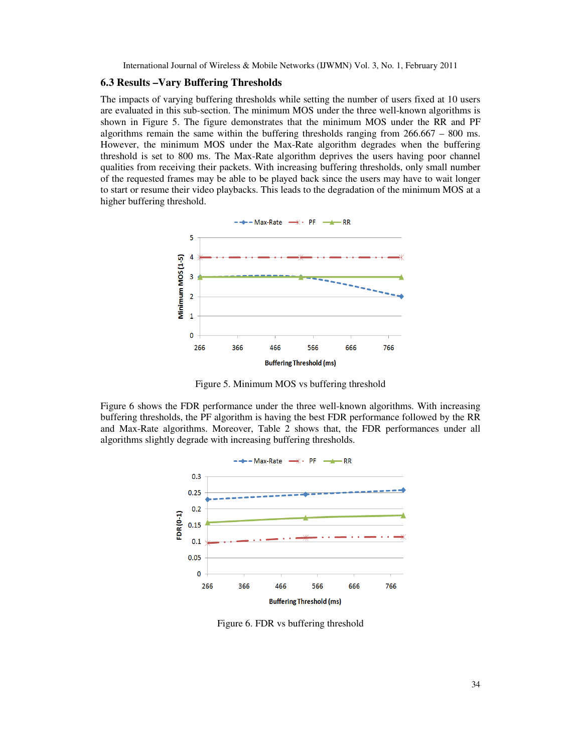### 6.3 Results –Vary Buffering Thresholds

The impacts of varying buffering thresholds while setting the number of users fixed at 10 users are evaluated in this sub-section. The minimum MOS under the three well-known algorithms is shown in Figure 5. The figure demonstrates that the minimum MOS under the RR and PF algorithms remain the same within the buffering thresholds ranging from 266.667 – 800 ms. However, the minimum MOS under the Max-Rate algorithm degrades when the buffering threshold is set to 800 ms. The Max-Rate algorithm deprives the users having poor channel qualities from receiving their packets. With increasing buffering thresholds, only small number of the requested frames may be able to be played back since the users may have to wait longer to start or resume their video playbacks. This leads to the degradation of the minimum MOS at a higher buffering threshold.

Figure 5. Minimum MOS vs buffering threshold

Figure 6 shows the FDR performance under the three well-known algorithms. With increasing buffering thresholds, the PF algorithm is having the best FDR performance followed by the RR and Max-Rate algorithms. Moreover, Table 2 shows that, the FDR performances under all algorithms slightly degrade with increasing buffering thresholds.

Figure 6. FDR vs buffering threshold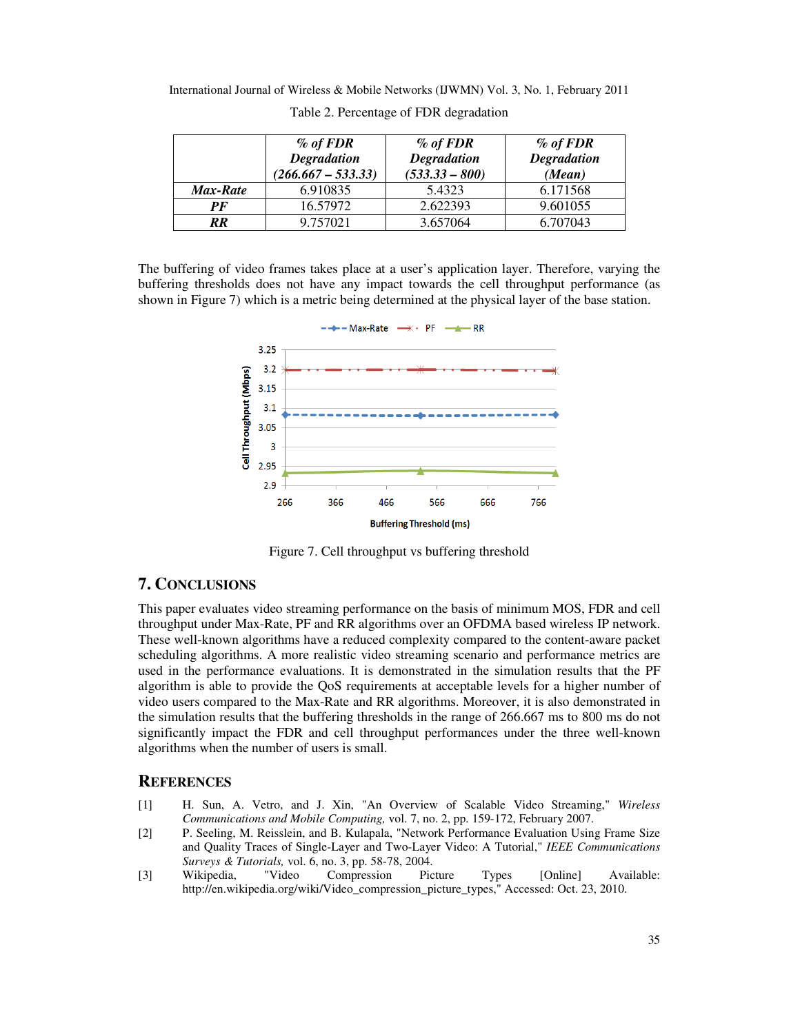Table 2. Percentage of FDR degradation

| | *% of FDR Degradation (266.667 – 533.33)* | *% of FDR Degradation (533.33 – 800)* | *% of FDR Degradation (Mean)* |
|---|---|---|---|
| ***Max-Rate*** | 6.910835 | 5.4323 | 6.171568 |
| ***PF*** | 16.57972 | 2.622393 | 9.601055 |
| ***RR*** | 9.757021 | 3.657064 | 6.707043 |

The buffering of video frames takes place at a user's application layer. Therefore, varying the buffering thresholds does not have any impact towards the cell throughput performance (as shown in Figure 7) which is a metric being determined at the physical layer of the base station.

Figure 7. Cell throughput vs buffering threshold

## 7. CONCLUSIONS

This paper evaluates video streaming performance on the basis of minimum MOS, FDR and cell throughput under Max-Rate, PF and RR algorithms over an OFDMA based wireless IP network. These well-known algorithms have a reduced complexity compared to the content-aware packet scheduling algorithms. A more realistic video streaming scenario and performance metrics are used in the performance evaluations. It is demonstrated in the simulation results that the PF algorithm is able to provide the QoS requirements at acceptable levels for a higher number of video users compared to the Max-Rate and RR algorithms. Moreover, it is also demonstrated in the simulation results that the buffering thresholds in the range of 266.667 ms to 800 ms do not significantly impact the FDR and cell throughput performances under the three well-known algorithms when the number of users is small.

## REFERENCES

[1] H. Sun, A. Vetro, and J. Xin, "An Overview of Scalable Video Streaming," *Wireless Communications and Mobile Computing,* vol. 7, no. 2, pp. 159-172, February 2007.

[2] P. Seeling, M. Reisslein, and B. Kulapala, "Network Performance Evaluation Using Frame Size and Quality Traces of Single-Layer and Two-Layer Video: A Tutorial," *IEEE Communications Surveys & Tutorials,* vol. 6, no. 3, pp. 58-78, 2004.

[3] Wikipedia, "Video Compression Picture Types [Online] Available: http://en.wikipedia.org/wiki/Video_compression_picture_types," Accessed: Oct. 23, 2010.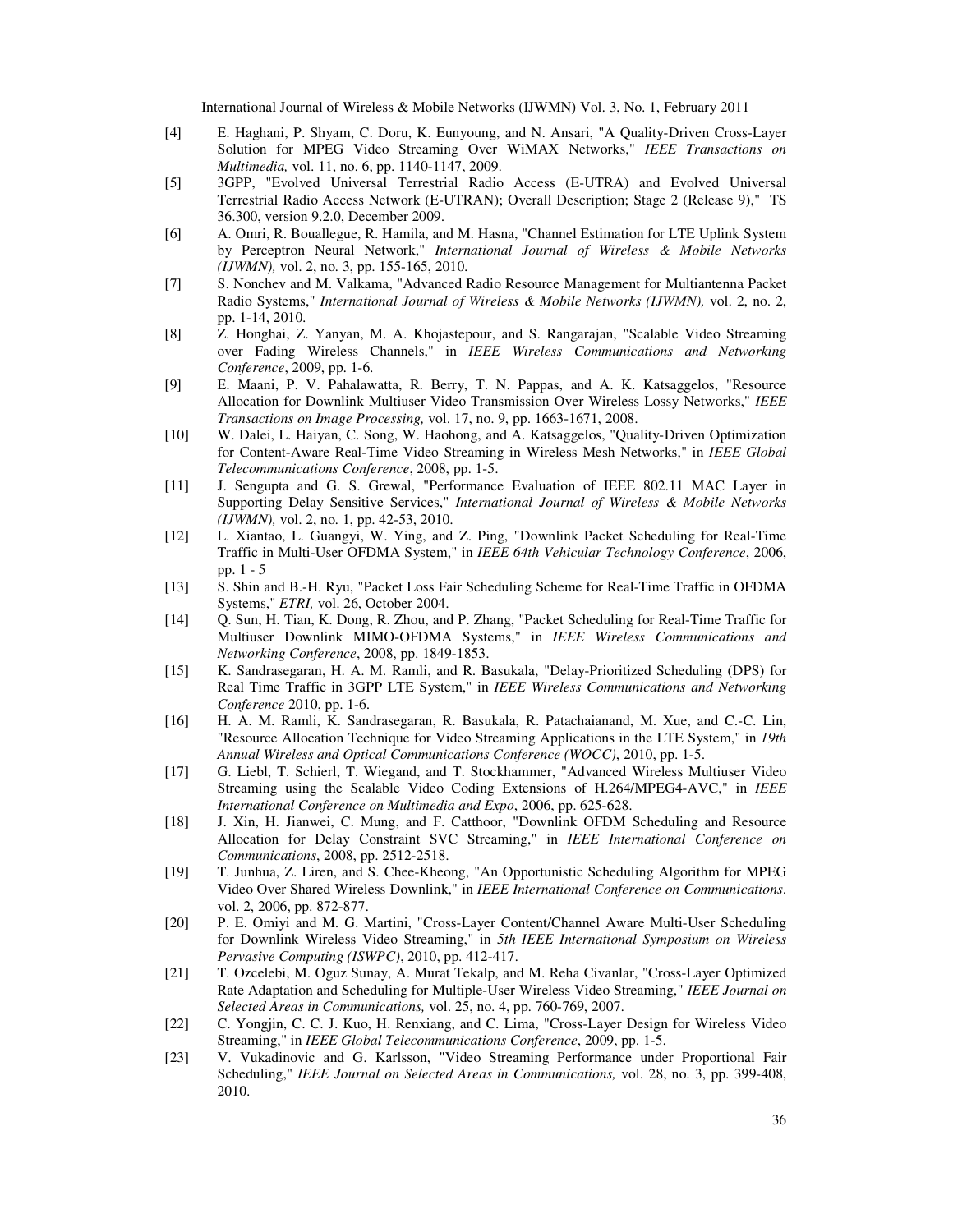[4] E. Haghani, P. Shyam, C. Doru, K. Eunyoung, and N. Ansari, "A Quality-Driven Cross-Layer Solution for MPEG Video Streaming Over WiMAX Networks," *IEEE Transactions on Multimedia,* vol. 11, no. 6, pp. 1140-1147, 2009.

[5] 3GPP, "Evolved Universal Terrestrial Radio Access (E-UTRA) and Evolved Universal Terrestrial Radio Access Network (E-UTRAN); Overall Description; Stage 2 (Release 9)," TS 36.300, version 9.2.0, December 2009.

[6] A. Omri, R. Bouallegue, R. Hamila, and M. Hasna, "Channel Estimation for LTE Uplink System by Perceptron Neural Network," *International Journal of Wireless & Mobile Networks (IJWMN),* vol. 2, no. 3, pp. 155-165, 2010.

[7] S. Nonchev and M. Valkama, "Advanced Radio Resource Management for Multiantenna Packet Radio Systems," *International Journal of Wireless & Mobile Networks (IJWMN),* vol. 2, no. 2, pp. 1-14, 2010.

[8] Z. Honghai, Z. Yanyan, M. A. Khojastepour, and S. Rangarajan, "Scalable Video Streaming over Fading Wireless Channels," in *IEEE Wireless Communications and Networking Conference*, 2009, pp. 1-6.

[9] E. Maani, P. V. Pahalawatta, R. Berry, T. N. Pappas, and A. K. Katsaggelos, "Resource Allocation for Downlink Multiuser Video Transmission Over Wireless Lossy Networks," *IEEE Transactions on Image Processing,* vol. 17, no. 9, pp. 1663-1671, 2008.

[10] W. Dalei, L. Haiyan, C. Song, W. Haohong, and A. Katsaggelos, "Quality-Driven Optimization for Content-Aware Real-Time Video Streaming in Wireless Mesh Networks," in *IEEE Global Telecommunications Conference*, 2008, pp. 1-5.

[11] J. Sengupta and G. S. Grewal, "Performance Evaluation of IEEE 802.11 MAC Layer in Supporting Delay Sensitive Services," *International Journal of Wireless & Mobile Networks (IJWMN),* vol. 2, no. 1, pp. 42-53, 2010.

[12] L. Xiantao, L. Guangyi, W. Ying, and Z. Ping, "Downlink Packet Scheduling for Real-Time Traffic in Multi-User OFDMA System," in *IEEE 64th Vehicular Technology Conference*, 2006, pp. 1 - 5

[13] S. Shin and B.-H. Ryu, "Packet Loss Fair Scheduling Scheme for Real-Time Traffic in OFDMA Systems," *ETRI,* vol. 26, October 2004.

[14] Q. Sun, H. Tian, K. Dong, R. Zhou, and P. Zhang, "Packet Scheduling for Real-Time Traffic for Multiuser Downlink MIMO-OFDMA Systems," in *IEEE Wireless Communications and Networking Conference*, 2008, pp. 1849-1853.

[15] K. Sandrasegaran, H. A. M. Ramli, and R. Basukala, "Delay-Prioritized Scheduling (DPS) for Real Time Traffic in 3GPP LTE System," in *IEEE Wireless Communications and Networking Conference* 2010, pp. 1-6.

[16] H. A. M. Ramli, K. Sandrasegaran, R. Basukala, R. Patachaianand, M. Xue, and C.-C. Lin, "Resource Allocation Technique for Video Streaming Applications in the LTE System," in *19th Annual Wireless and Optical Communications Conference (WOCC)*, 2010, pp. 1-5.

[17] G. Liebl, T. Schierl, T. Wiegand, and T. Stockhammer, "Advanced Wireless Multiuser Video Streaming using the Scalable Video Coding Extensions of H.264/MPEG4-AVC," in *IEEE International Conference on Multimedia and Expo*, 2006, pp. 625-628.

[18] J. Xin, H. Jianwei, C. Mung, and F. Catthoor, "Downlink OFDM Scheduling and Resource Allocation for Delay Constraint SVC Streaming," in *IEEE International Conference on Communications*, 2008, pp. 2512-2518.

[19] T. Junhua, Z. Liren, and S. Chee-Kheong, "An Opportunistic Scheduling Algorithm for MPEG Video Over Shared Wireless Downlink," in *IEEE International Conference on Communications*. vol. 2, 2006, pp. 872-877.

[20] P. E. Omiyi and M. G. Martini, "Cross-Layer Content/Channel Aware Multi-User Scheduling for Downlink Wireless Video Streaming," in *5th IEEE International Symposium on Wireless Pervasive Computing (ISWPC)*, 2010, pp. 412-417.

[21] T. Ozcelebi, M. Oguz Sunay, A. Murat Tekalp, and M. Reha Civanlar, "Cross-Layer Optimized Rate Adaptation and Scheduling for Multiple-User Wireless Video Streaming," *IEEE Journal on Selected Areas in Communications,* vol. 25, no. 4, pp. 760-769, 2007.

[22] C. Yongjin, C. C. J. Kuo, H. Renxiang, and C. Lima, "Cross-Layer Design for Wireless Video Streaming," in *IEEE Global Telecommunications Conference*, 2009, pp. 1-5.

[23] V. Vukadinovic and G. Karlsson, "Video Streaming Performance under Proportional Fair Scheduling," *IEEE Journal on Selected Areas in Communications,* vol. 28, no. 3, pp. 399-408, 2010.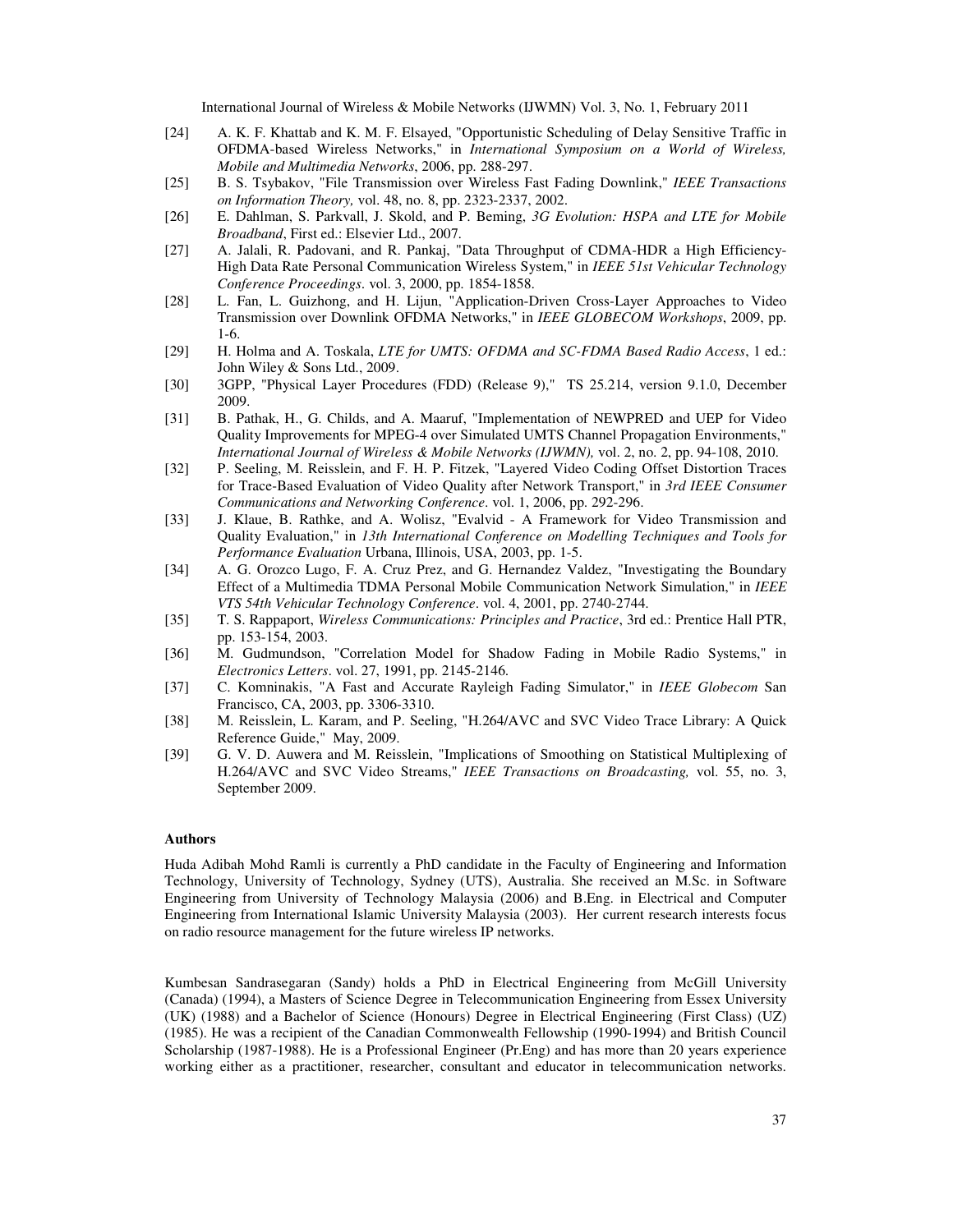[24] A. K. F. Khattab and K. M. F. Elsayed, "Opportunistic Scheduling of Delay Sensitive Traffic in OFDMA-based Wireless Networks," in *International Symposium on a World of Wireless, Mobile and Multimedia Networks*, 2006, pp. 288-297.

[25] B. S. Tsybakov, "File Transmission over Wireless Fast Fading Downlink," *IEEE Transactions on Information Theory,* vol. 48, no. 8, pp. 2323-2337, 2002.

[26] E. Dahlman, S. Parkvall, J. Skold, and P. Beming, *3G Evolution: HSPA and LTE for Mobile Broadband*, First ed.: Elsevier Ltd., 2007.

[27] A. Jalali, R. Padovani, and R. Pankaj, "Data Throughput of CDMA-HDR a High Efficiency-High Data Rate Personal Communication Wireless System," in *IEEE 51st Vehicular Technology Conference Proceedings*. vol. 3, 2000, pp. 1854-1858.

[28] L. Fan, L. Guizhong, and H. Lijun, "Application-Driven Cross-Layer Approaches to Video Transmission over Downlink OFDMA Networks," in *IEEE GLOBECOM Workshops*, 2009, pp. 1-6.

[29] H. Holma and A. Toskala, *LTE for UMTS: OFDMA and SC-FDMA Based Radio Access*, 1 ed.: John Wiley & Sons Ltd., 2009.

[30] 3GPP, "Physical Layer Procedures (FDD) (Release 9)," TS 25.214, version 9.1.0, December 2009.

[31] B. Pathak, H., G. Childs, and A. Maaruf, "Implementation of NEWPRED and UEP for Video Quality Improvements for MPEG-4 over Simulated UMTS Channel Propagation Environments," *International Journal of Wireless & Mobile Networks (IJWMN),* vol. 2, no. 2, pp. 94-108, 2010.

[32] P. Seeling, M. Reisslein, and F. H. P. Fitzek, "Layered Video Coding Offset Distortion Traces for Trace-Based Evaluation of Video Quality after Network Transport," in *3rd IEEE Consumer Communications and Networking Conference*. vol. 1, 2006, pp. 292-296.

[33] J. Klaue, B. Rathke, and A. Wolisz, "Evalvid - A Framework for Video Transmission and Quality Evaluation," in *13th International Conference on Modelling Techniques and Tools for Performance Evaluation* Urbana, Illinois, USA, 2003, pp. 1-5.

[34] A. G. Orozco Lugo, F. A. Cruz Prez, and G. Hernandez Valdez, "Investigating the Boundary Effect of a Multimedia TDMA Personal Mobile Communication Network Simulation," in *IEEE VTS 54th Vehicular Technology Conference*. vol. 4, 2001, pp. 2740-2744.

[35] T. S. Rappaport, *Wireless Communications: Principles and Practice*, 3rd ed.: Prentice Hall PTR, pp. 153-154, 2003.

[36] M. Gudmundson, "Correlation Model for Shadow Fading in Mobile Radio Systems," in *Electronics Letters*. vol. 27, 1991, pp. 2145-2146.

[37] C. Komninakis, "A Fast and Accurate Rayleigh Fading Simulator," in *IEEE Globecom* San Francisco, CA, 2003, pp. 3306-3310.

[38] M. Reisslein, L. Karam, and P. Seeling, "H.264/AVC and SVC Video Trace Library: A Quick Reference Guide," May, 2009.

[39] G. V. D. Auwera and M. Reisslein, "Implications of Smoothing on Statistical Multiplexing of H.264/AVC and SVC Video Streams," *IEEE Transactions on Broadcasting,* vol. 55, no. 3, September 2009.

**Authors**

Huda Adibah Mohd Ramli is currently a PhD candidate in the Faculty of Engineering and Information Technology, University of Technology, Sydney (UTS), Australia. She received an M.Sc. in Software Engineering from University of Technology Malaysia (2006) and B.Eng. in Electrical and Computer Engineering from International Islamic University Malaysia (2003). Her current research interests focus on radio resource management for the future wireless IP networks.

Kumbesan Sandrasegaran (Sandy) holds a PhD in Electrical Engineering from McGill University (Canada) (1994), a Masters of Science Degree in Telecommunication Engineering from Essex University (UK) (1988) and a Bachelor of Science (Honours) Degree in Electrical Engineering (First Class) (UZ) (1985). He was a recipient of the Canadian Commonwealth Fellowship (1990-1994) and British Council Scholarship (1987-1988). He is a Professional Engineer (Pr.Eng) and has more than 20 years experience working either as a practitioner, researcher, consultant and educator in telecommunication networks.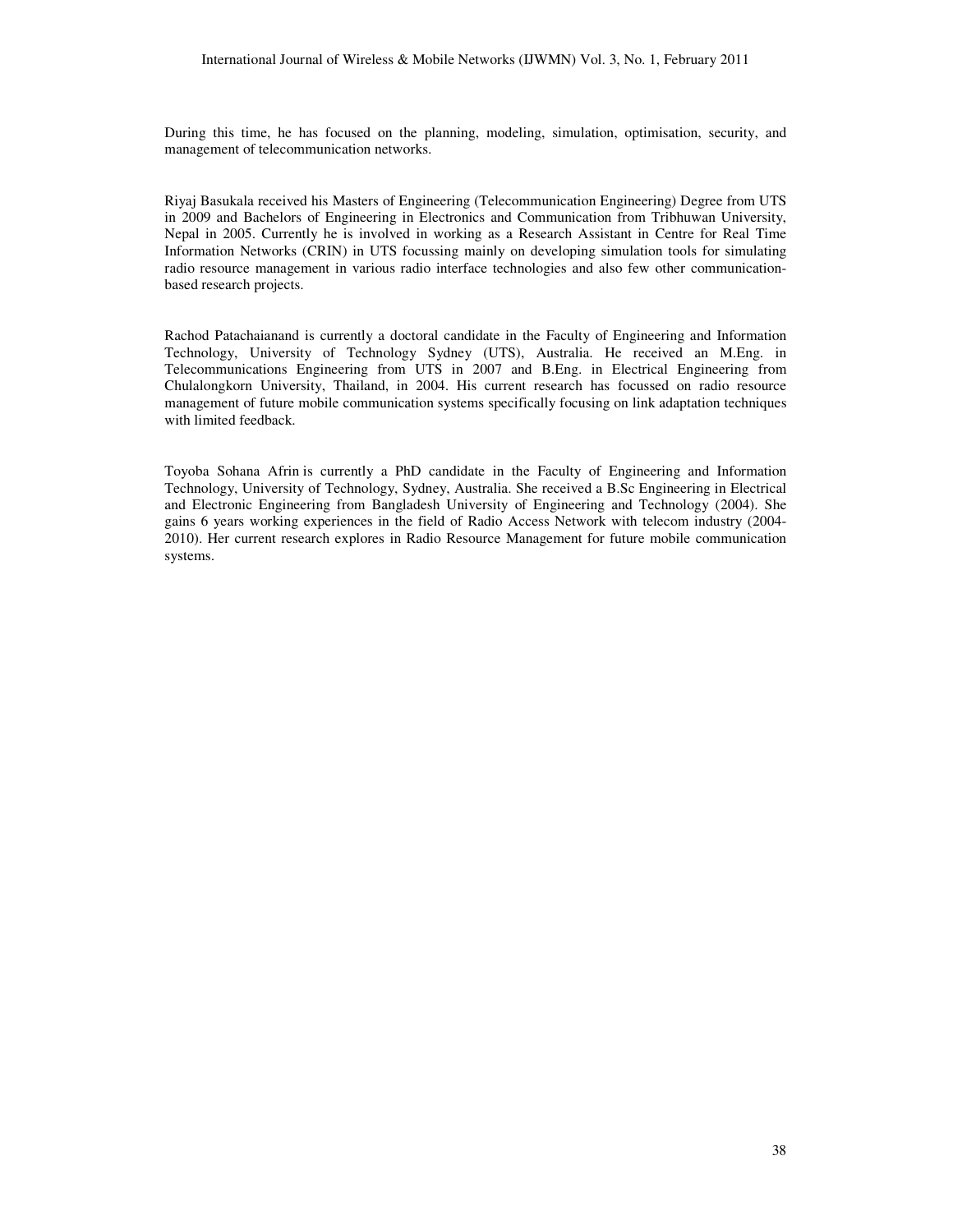During this time, he has focused on the planning, modeling, simulation, optimisation, security, and management of telecommunication networks.

Riyaj Basukala received his Masters of Engineering (Telecommunication Engineering) Degree from UTS in 2009 and Bachelors of Engineering in Electronics and Communication from Tribhuwan University, Nepal in 2005. Currently he is involved in working as a Research Assistant in Centre for Real Time Information Networks (CRIN) in UTS focussing mainly on developing simulation tools for simulating radio resource management in various radio interface technologies and also few other communication-based research projects.

Rachod Patachaianand is currently a doctoral candidate in the Faculty of Engineering and Information Technology, University of Technology Sydney (UTS), Australia. He received an M.Eng. in Telecommunications Engineering from UTS in 2007 and B.Eng. in Electrical Engineering from Chulalongkorn University, Thailand, in 2004. His current research has focussed on radio resource management of future mobile communication systems specifically focusing on link adaptation techniques with limited feedback.

Toyoba Sohana Afrin is currently a PhD candidate in the Faculty of Engineering and Information Technology, University of Technology, Sydney, Australia. She received a B.Sc Engineering in Electrical and Electronic Engineering from Bangladesh University of Engineering and Technology (2004). She gains 6 years working experiences in the field of Radio Access Network with telecom industry (2004-2010). Her current research explores in Radio Resource Management for future mobile communication systems.